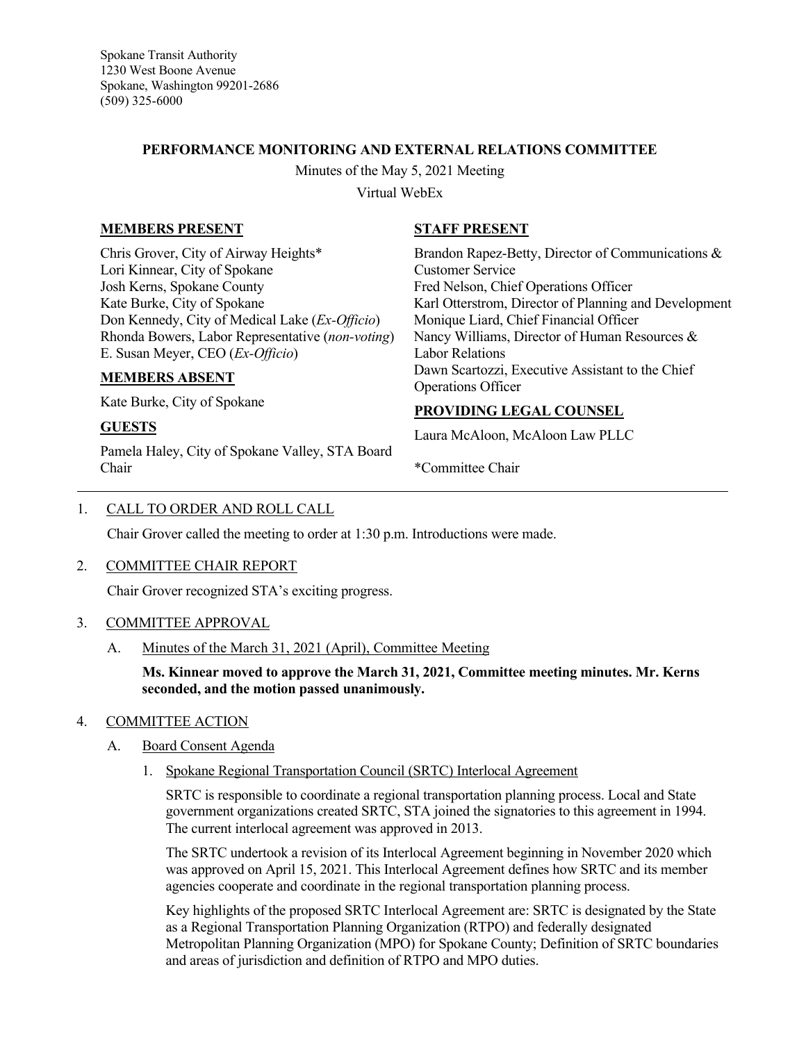Spokane Transit Authority
1230 West Boone Avenue
Spokane, Washington 99201-2686
(509) 325-6000

**PERFORMANCE MONITORING AND EXTERNAL RELATIONS COMMITTEE**

Minutes of the May 5, 2021 Meeting

Virtual WebEx

**MEMBERS PRESENT**

Chris Grover, City of Airway Heights*
Lori Kinnear, City of Spokane
Josh Kerns, Spokane County
Kate Burke, City of Spokane
Don Kennedy, City of Medical Lake (*Ex-Officio*)
Rhonda Bowers, Labor Representative (*non-voting*)
E. Susan Meyer, CEO (*Ex-Officio*)

**MEMBERS ABSENT**

Kate Burke, City of Spokane

**GUESTS**

Pamela Haley, City of Spokane Valley, STA Board Chair

**STAFF PRESENT**

Brandon Rapez-Betty, Director of Communications & Customer Service
Fred Nelson, Chief Operations Officer
Karl Otterstrom, Director of Planning and Development
Monique Liard, Chief Financial Officer
Nancy Williams, Director of Human Resources & Labor Relations
Dawn Scartozzi, Executive Assistant to the Chief Operations Officer

**PROVIDING LEGAL COUNSEL**

Laura McAloon, McAloon Law PLLC

*Committee Chair

---

1. CALL TO ORDER AND ROLL CALL

   Chair Grover called the meeting to order at 1:30 p.m. Introductions were made.

2. COMMITTEE CHAIR REPORT

   Chair Grover recognized STA's exciting progress.

3. COMMITTEE APPROVAL

   A. Minutes of the March 31, 2021 (April), Committee Meeting

      **Ms. Kinnear moved to approve the March 31, 2021, Committee meeting minutes. Mr. Kerns seconded, and the motion passed unanimously.**

4. COMMITTEE ACTION

   A. Board Consent Agenda

      1. Spokane Regional Transportation Council (SRTC) Interlocal Agreement

         SRTC is responsible to coordinate a regional transportation planning process. Local and State government organizations created SRTC, STA joined the signatories to this agreement in 1994. The current interlocal agreement was approved in 2013.

         The SRTC undertook a revision of its Interlocal Agreement beginning in November 2020 which was approved on April 15, 2021. This Interlocal Agreement defines how SRTC and its member agencies cooperate and coordinate in the regional transportation planning process.

         Key highlights of the proposed SRTC Interlocal Agreement are: SRTC is designated by the State as a Regional Transportation Planning Organization (RTPO) and federally designated Metropolitan Planning Organization (MPO) for Spokane County; Definition of SRTC boundaries and areas of jurisdiction and definition of RTPO and MPO duties.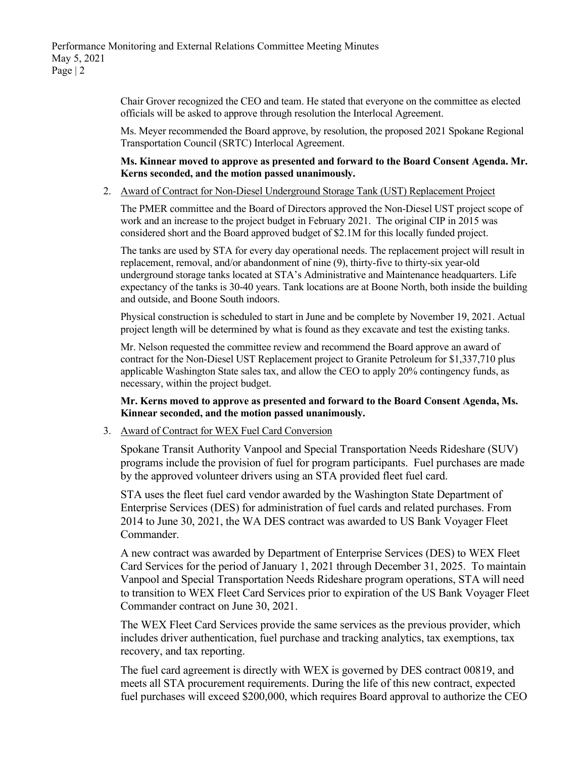Chair Grover recognized the CEO and team. He stated that everyone on the committee as elected officials will be asked to approve through resolution the Interlocal Agreement.

Ms. Meyer recommended the Board approve, by resolution, the proposed 2021 Spokane Regional Transportation Council (SRTC) Interlocal Agreement.

**Ms. Kinnear moved to approve as presented and forward to the Board Consent Agenda. Mr. Kerns seconded, and the motion passed unanimously.**

2. Award of Contract for Non-Diesel Underground Storage Tank (UST) Replacement Project

   The PMER committee and the Board of Directors approved the Non-Diesel UST project scope of work and an increase to the project budget in February 2021. The original CIP in 2015 was considered short and the Board approved budget of $2.1M for this locally funded project.

   The tanks are used by STA for every day operational needs. The replacement project will result in replacement, removal, and/or abandonment of nine (9), thirty-five to thirty-six year-old underground storage tanks located at STA's Administrative and Maintenance headquarters. Life expectancy of the tanks is 30-40 years. Tank locations are at Boone North, both inside the building and outside, and Boone South indoors.

   Physical construction is scheduled to start in June and be complete by November 19, 2021. Actual project length will be determined by what is found as they excavate and test the existing tanks.

   Mr. Nelson requested the committee review and recommend the Board approve an award of contract for the Non-Diesel UST Replacement project to Granite Petroleum for $1,337,710 plus applicable Washington State sales tax, and allow the CEO to apply 20% contingency funds, as necessary, within the project budget.

   **Mr. Kerns moved to approve as presented and forward to the Board Consent Agenda, Ms. Kinnear seconded, and the motion passed unanimously.**

3. Award of Contract for WEX Fuel Card Conversion

   Spokane Transit Authority Vanpool and Special Transportation Needs Rideshare (SUV) programs include the provision of fuel for program participants. Fuel purchases are made by the approved volunteer drivers using an STA provided fleet fuel card.

   STA uses the fleet fuel card vendor awarded by the Washington State Department of Enterprise Services (DES) for administration of fuel cards and related purchases. From 2014 to June 30, 2021, the WA DES contract was awarded to US Bank Voyager Fleet Commander.

   A new contract was awarded by Department of Enterprise Services (DES) to WEX Fleet Card Services for the period of January 1, 2021 through December 31, 2025. To maintain Vanpool and Special Transportation Needs Rideshare program operations, STA will need to transition to WEX Fleet Card Services prior to expiration of the US Bank Voyager Fleet Commander contract on June 30, 2021.

   The WEX Fleet Card Services provide the same services as the previous provider, which includes driver authentication, fuel purchase and tracking analytics, tax exemptions, tax recovery, and tax reporting.

   The fuel card agreement is directly with WEX is governed by DES contract 00819, and meets all STA procurement requirements. During the life of this new contract, expected fuel purchases will exceed $200,000, which requires Board approval to authorize the CEO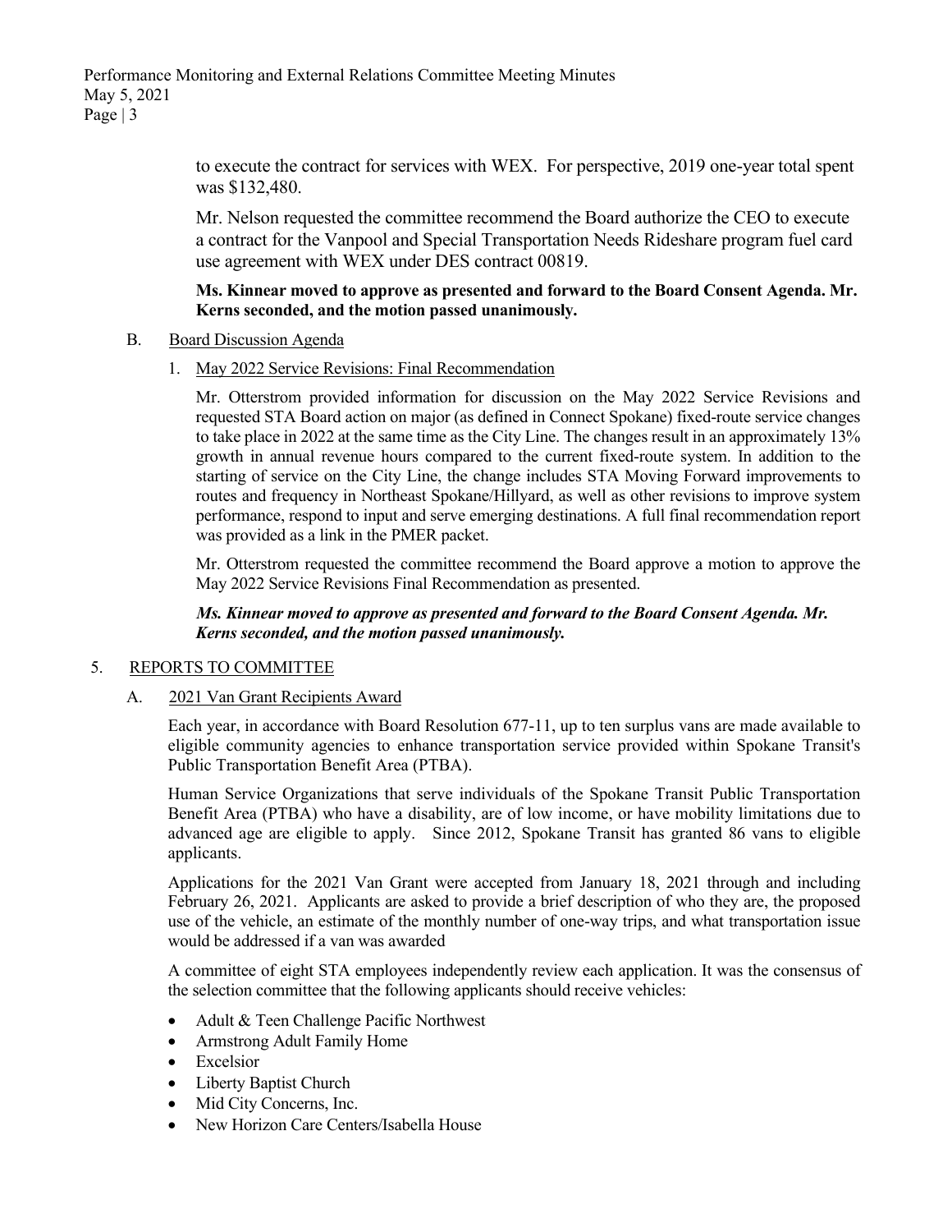to execute the contract for services with WEX. For perspective, 2019 one-year total spent was $132,480.

Mr. Nelson requested the committee recommend the Board authorize the CEO to execute a contract for the Vanpool and Special Transportation Needs Rideshare program fuel card use agreement with WEX under DES contract 00819.

**Ms. Kinnear moved to approve as presented and forward to the Board Consent Agenda. Mr. Kerns seconded, and the motion passed unanimously.**

B. Board Discussion Agenda

1. May 2022 Service Revisions: Final Recommendation

Mr. Otterstrom provided information for discussion on the May 2022 Service Revisions and requested STA Board action on major (as defined in Connect Spokane) fixed-route service changes to take place in 2022 at the same time as the City Line. The changes result in an approximately 13% growth in annual revenue hours compared to the current fixed-route system. In addition to the starting of service on the City Line, the change includes STA Moving Forward improvements to routes and frequency in Northeast Spokane/Hillyard, as well as other revisions to improve system performance, respond to input and serve emerging destinations. A full final recommendation report was provided as a link in the PMER packet.

Mr. Otterstrom requested the committee recommend the Board approve a motion to approve the May 2022 Service Revisions Final Recommendation as presented.

***Ms. Kinnear moved to approve as presented and forward to the Board Consent Agenda. Mr. Kerns seconded, and the motion passed unanimously.***

5. REPORTS TO COMMITTEE

A. 2021 Van Grant Recipients Award

Each year, in accordance with Board Resolution 677-11, up to ten surplus vans are made available to eligible community agencies to enhance transportation service provided within Spokane Transit's Public Transportation Benefit Area (PTBA).

Human Service Organizations that serve individuals of the Spokane Transit Public Transportation Benefit Area (PTBA) who have a disability, are of low income, or have mobility limitations due to advanced age are eligible to apply. Since 2012, Spokane Transit has granted 86 vans to eligible applicants.

Applications for the 2021 Van Grant were accepted from January 18, 2021 through and including February 26, 2021. Applicants are asked to provide a brief description of who they are, the proposed use of the vehicle, an estimate of the monthly number of one-way trips, and what transportation issue would be addressed if a van was awarded

A committee of eight STA employees independently review each application. It was the consensus of the selection committee that the following applicants should receive vehicles:

- Adult & Teen Challenge Pacific Northwest
- Armstrong Adult Family Home
- Excelsior
- Liberty Baptist Church
- Mid City Concerns, Inc.
- New Horizon Care Centers/Isabella House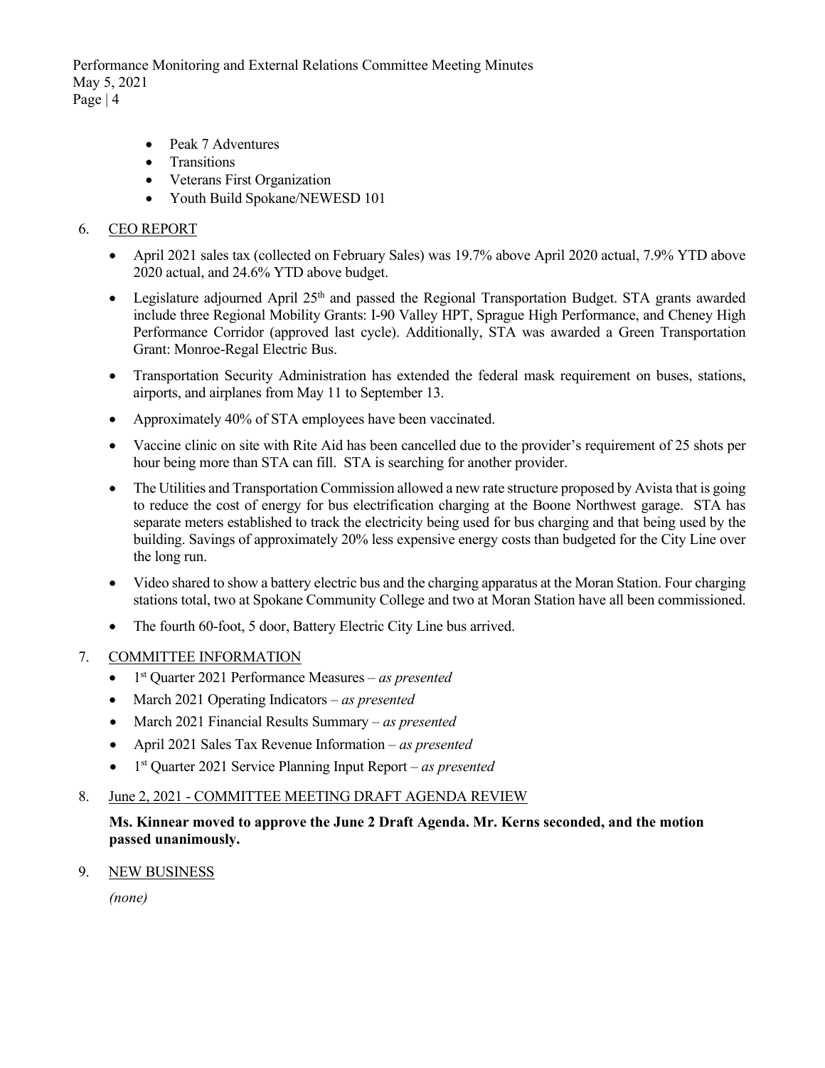- Peak 7 Adventures
- Transitions
- Veterans First Organization
- Youth Build Spokane/NEWESD 101

6. CEO REPORT

- April 2021 sales tax (collected on February Sales) was 19.7% above April 2020 actual, 7.9% YTD above 2020 actual, and 24.6% YTD above budget.
- Legislature adjourned April 25th and passed the Regional Transportation Budget. STA grants awarded include three Regional Mobility Grants: I-90 Valley HPT, Sprague High Performance, and Cheney High Performance Corridor (approved last cycle). Additionally, STA was awarded a Green Transportation Grant: Monroe-Regal Electric Bus.
- Transportation Security Administration has extended the federal mask requirement on buses, stations, airports, and airplanes from May 11 to September 13.
- Approximately 40% of STA employees have been vaccinated.
- Vaccine clinic on site with Rite Aid has been cancelled due to the provider's requirement of 25 shots per hour being more than STA can fill. STA is searching for another provider.
- The Utilities and Transportation Commission allowed a new rate structure proposed by Avista that is going to reduce the cost of energy for bus electrification charging at the Boone Northwest garage. STA has separate meters established to track the electricity being used for bus charging and that being used by the building. Savings of approximately 20% less expensive energy costs than budgeted for the City Line over the long run.
- Video shared to show a battery electric bus and the charging apparatus at the Moran Station. Four charging stations total, two at Spokane Community College and two at Moran Station have all been commissioned.
- The fourth 60-foot, 5 door, Battery Electric City Line bus arrived.

7. COMMITTEE INFORMATION

- 1st Quarter 2021 Performance Measures – *as presented*
- March 2021 Operating Indicators – *as presented*
- March 2021 Financial Results Summary – *as presented*
- April 2021 Sales Tax Revenue Information – *as presented*
- 1st Quarter 2021 Service Planning Input Report – *as presented*

8. June 2, 2021 - COMMITTEE MEETING DRAFT AGENDA REVIEW

**Ms. Kinnear moved to approve the June 2 Draft Agenda. Mr. Kerns seconded, and the motion passed unanimously.**

9. NEW BUSINESS

*(none)*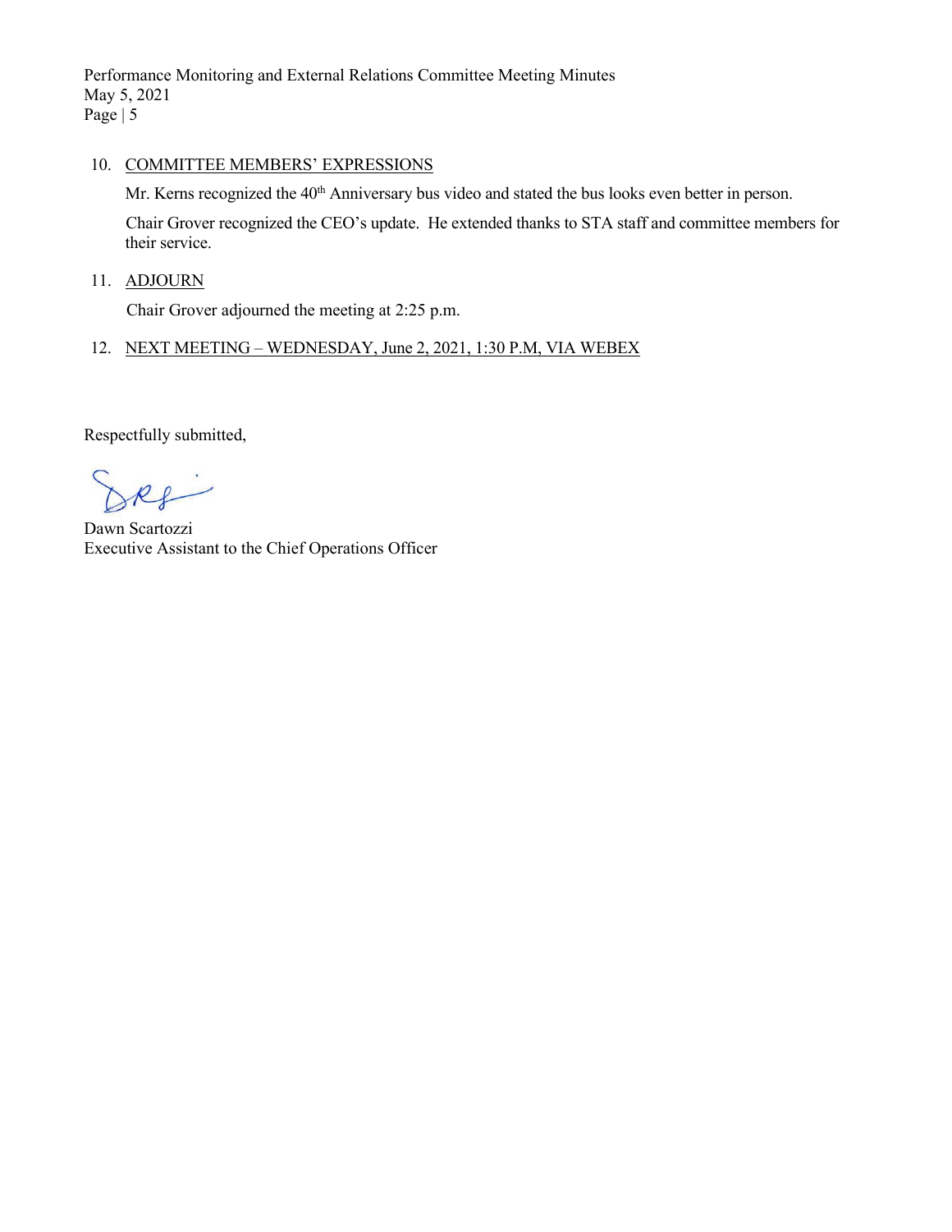10. COMMITTEE MEMBERS' EXPRESSIONS

    Mr. Kerns recognized the 40th Anniversary bus video and stated the bus looks even better in person.

    Chair Grover recognized the CEO's update. He extended thanks to STA staff and committee members for their service.

11. ADJOURN

    Chair Grover adjourned the meeting at 2:25 p.m.

12. NEXT MEETING – WEDNESDAY, June 2, 2021, 1:30 P.M, VIA WEBEX

Respectfully submitted,

Dawn Scartozzi
Executive Assistant to the Chief Operations Officer